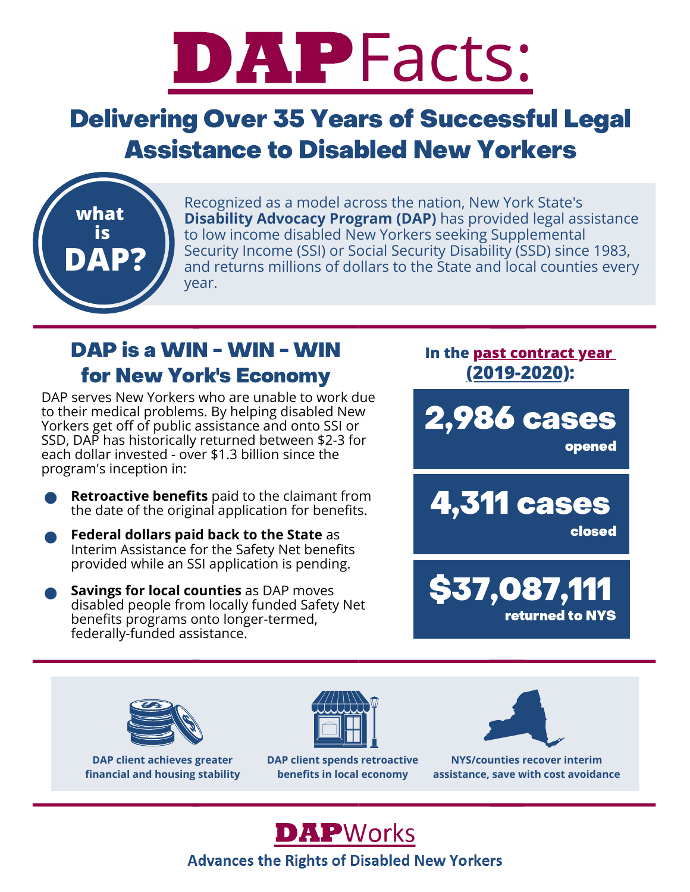# DAP Facts:

## Delivering Over 35 Years of Successful Legal Assistance to Disabled New Yorkers

**what is DAP?**

Recognized as a model across the nation, New York State's **Disability Advocacy Program (DAP)** has provided legal assistance to low income disabled New Yorkers seeking Supplemental Security Income (SSI) or Social Security Disability (SSD) since 1983, and returns millions of dollars to the State and local counties every year.

## DAP is a WIN - WIN - WIN for New York's Economy

DAP serves New Yorkers who are unable to work due to their medical problems. By helping disabled New Yorkers get off of public assistance and onto SSI or SSD, DAP has historically returned between $2-3 for each dollar invested - over $1.3 billion since the program's inception in:

- **Retroactive benefits** paid to the claimant from the date of the original application for benefits.
- **Federal dollars paid back to the State** as Interim Assistance for the Safety Net benefits provided while an SSI application is pending.
- **Savings for local counties** as DAP moves disabled people from locally funded Safety Net benefits programs onto longer-termed, federally-funded assistance.

**In the past contract year (2019-2020):**

**2,986 cases** opened

**4,311 cases** closed

**$37,087,111** returned to NYS

DAP client achieves greater financial and housing stability

DAP client spends retroactive benefits in local economy

NYS/counties recover interim assistance, save with cost avoidance

**DAPWorks**

Advances the Rights of Disabled New Yorkers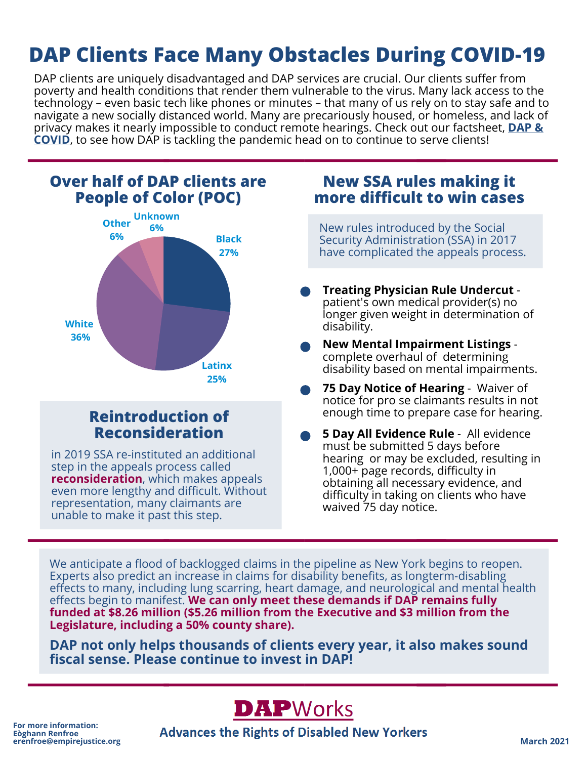# DAP Clients Face Many Obstacles During COVID-19

DAP clients are uniquely disadvantaged and DAP services are crucial. Our clients suffer from poverty and health conditions that render them vulnerable to the virus. Many lack access to the technology – even basic tech like phones or minutes – that many of us rely on to stay safe and to navigate a new socially distanced world. Many are precariously housed, or homeless, and lack of privacy makes it nearly impossible to conduct remote hearings. Check out our factsheet, **DAP & COVID**, to see how DAP is tackling the pandemic head on to continue to serve clients!

## Over half of DAP clients are People of Color (POC)

Black 27%

Latinx 25%

White 36%

Other 6%

Unknown 6%

## Reintroduction of Reconsideration

in 2019 SSA re-instituted an additional step in the appeals process called **reconsideration**, which makes appeals even more lengthy and difficult. Without representation, many claimants are unable to make it past this step.

## New SSA rules making it more difficult to win cases

New rules introduced by the Social Security Administration (SSA) in 2017 have complicated the appeals process.

- **Treating Physician Rule Undercut** - patient's own medical provider(s) no longer given weight in determination of disability.
- **New Mental Impairment Listings** - complete overhaul of determining disability based on mental impairments.
- **75 Day Notice of Hearing** - Waiver of notice for pro se claimants results in not enough time to prepare case for hearing.
- **5 Day All Evidence Rule** - All evidence must be submitted 5 days before hearing or may be excluded, resulting in 1,000+ page records, difficulty in obtaining all necessary evidence, and difficulty in taking on clients who have waived 75 day notice.

We anticipate a flood of backlogged claims in the pipeline as New York begins to reopen. Experts also predict an increase in claims for disability benefits, as longterm-disabling effects to many, including lung scarring, heart damage, and neurological and mental health effects begin to manifest. **We can only meet these demands if DAP remains fully funded at $8.26 million ($5.26 million from the Executive and $3 million from the Legislature, including a 50% county share).**

**DAP not only helps thousands of clients every year, it also makes sound fiscal sense. Please continue to invest in DAP!**

**DAPWorks**

**Advances the Rights of Disabled New Yorkers**

**For more information:**
**Eòghann Renfroe**
**erenfroe@empirejustice.org**

**March 2021**